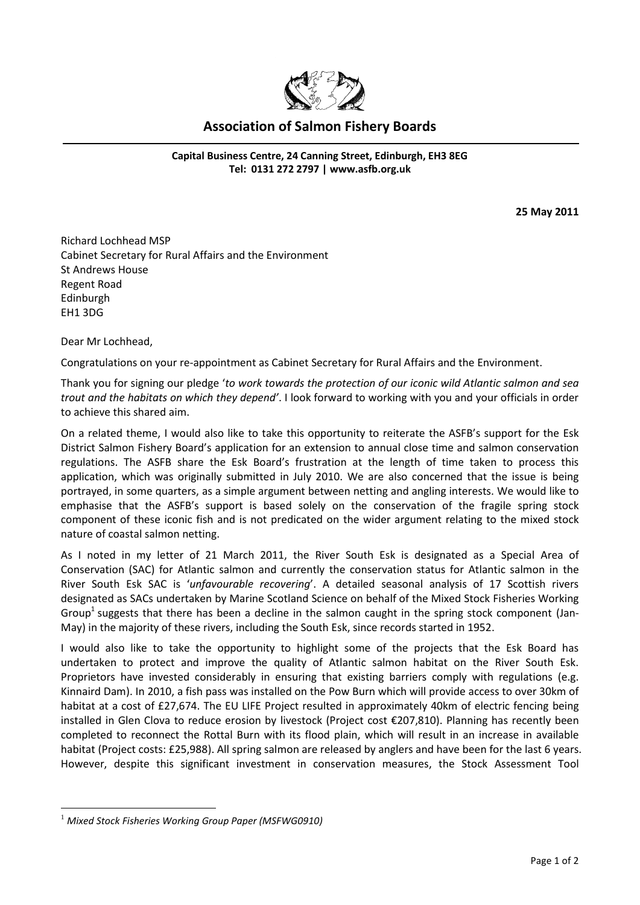# Association of Salmon Fishery Boards

**Capital Business Centre, 24 Canning Street, Edinburgh, EH3 8EG**
**Tel: 0131 272 2797 | www.asfb.org.uk**

**25 May 2011**

Richard Lochhead MSP
Cabinet Secretary for Rural Affairs and the Environment
St Andrews House
Regent Road
Edinburgh
EH1 3DG

Dear Mr Lochhead,

Congratulations on your re-appointment as Cabinet Secretary for Rural Affairs and the Environment.

Thank you for signing our pledge '*to work towards the protection of our iconic wild Atlantic salmon and sea trout and the habitats on which they depend*'. I look forward to working with you and your officials in order to achieve this shared aim.

On a related theme, I would also like to take this opportunity to reiterate the ASFB's support for the Esk District Salmon Fishery Board's application for an extension to annual close time and salmon conservation regulations. The ASFB share the Esk Board's frustration at the length of time taken to process this application, which was originally submitted in July 2010. We are also concerned that the issue is being portrayed, in some quarters, as a simple argument between netting and angling interests. We would like to emphasise that the ASFB's support is based solely on the conservation of the fragile spring stock component of these iconic fish and is not predicated on the wider argument relating to the mixed stock nature of coastal salmon netting.

As I noted in my letter of 21 March 2011, the River South Esk is designated as a Special Area of Conservation (SAC) for Atlantic salmon and currently the conservation status for Atlantic salmon in the River South Esk SAC is '*unfavourable recovering*'. A detailed seasonal analysis of 17 Scottish rivers designated as SACs undertaken by Marine Scotland Science on behalf of the Mixed Stock Fisheries Working Group[1] suggests that there has been a decline in the salmon caught in the spring stock component (Jan-May) in the majority of these rivers, including the South Esk, since records started in 1952.

I would also like to take the opportunity to highlight some of the projects that the Esk Board has undertaken to protect and improve the quality of Atlantic salmon habitat on the River South Esk. Proprietors have invested considerably in ensuring that existing barriers comply with regulations (e.g. Kinnaird Dam). In 2010, a fish pass was installed on the Pow Burn which will provide access to over 30km of habitat at a cost of £27,674. The EU LIFE Project resulted in approximately 40km of electric fencing being installed in Glen Clova to reduce erosion by livestock (Project cost €207,810). Planning has recently been completed to reconnect the Rottal Burn with its flood plain, which will result in an increase in available habitat (Project costs: £25,988). All spring salmon are released by anglers and have been for the last 6 years. However, despite this significant investment in conservation measures, the Stock Assessment Tool

---

[1] *Mixed Stock Fisheries Working Group Paper (MSFWG0910)*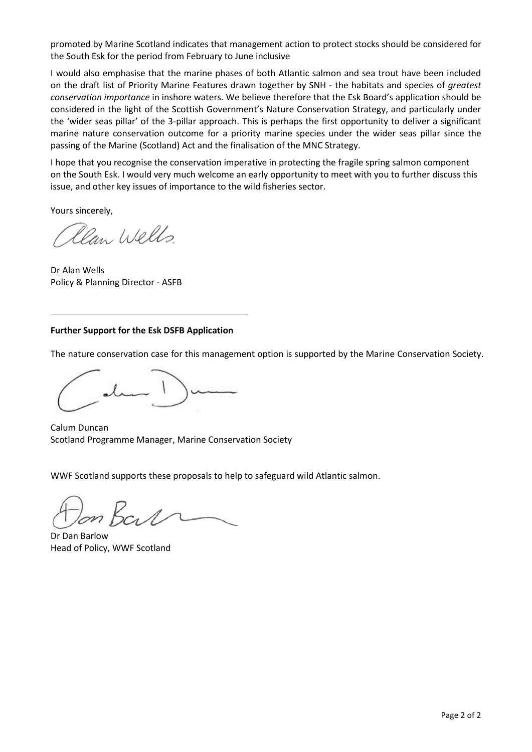promoted by Marine Scotland indicates that management action to protect stocks should be considered for the South Esk for the period from February to June inclusive

I would also emphasise that the marine phases of both Atlantic salmon and sea trout have been included on the draft list of Priority Marine Features drawn together by SNH - the habitats and species of *greatest conservation importance* in inshore waters. We believe therefore that the Esk Board's application should be considered in the light of the Scottish Government's Nature Conservation Strategy, and particularly under the 'wider seas pillar' of the 3-pillar approach. This is perhaps the first opportunity to deliver a significant marine nature conservation outcome for a priority marine species under the wider seas pillar since the passing of the Marine (Scotland) Act and the finalisation of the MNC Strategy.

I hope that you recognise the conservation imperative in protecting the fragile spring salmon component on the South Esk. I would very much welcome an early opportunity to meet with you to further discuss this issue, and other key issues of importance to the wild fisheries sector.

Yours sincerely,

Dr Alan Wells
Policy & Planning Director - ASFB

---

**Further Support for the Esk DSFB Application**

The nature conservation case for this management option is supported by the Marine Conservation Society.

Calum Duncan
Scotland Programme Manager, Marine Conservation Society

WWF Scotland supports these proposals to help to safeguard wild Atlantic salmon.

Dr Dan Barlow
Head of Policy, WWF Scotland